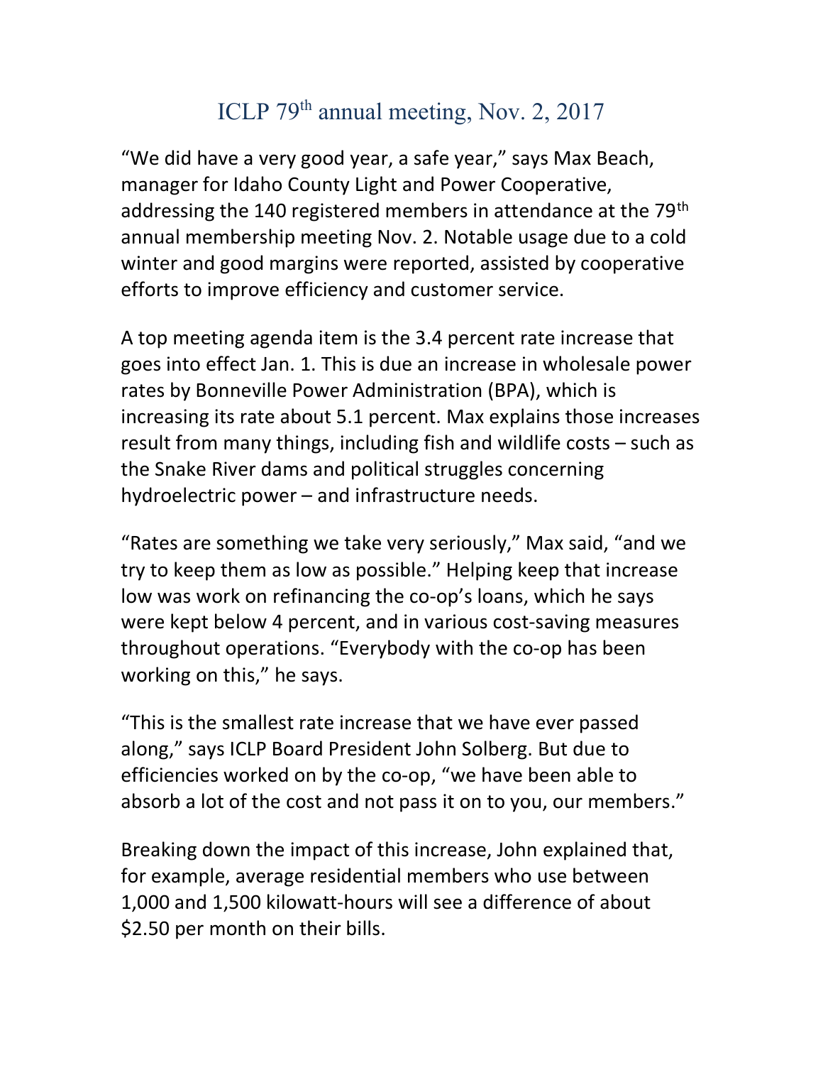# ICLP 79th annual meeting, Nov. 2, 2017

"We did have a very good year, a safe year," says Max Beach, manager for Idaho County Light and Power Cooperative, addressing the 140 registered members in attendance at the 79th annual membership meeting Nov. 2. Notable usage due to a cold winter and good margins were reported, assisted by cooperative efforts to improve efficiency and customer service.

A top meeting agenda item is the 3.4 percent rate increase that goes into effect Jan. 1. This is due an increase in wholesale power rates by Bonneville Power Administration (BPA), which is increasing its rate about 5.1 percent. Max explains those increases result from many things, including fish and wildlife costs – such as the Snake River dams and political struggles concerning hydroelectric power – and infrastructure needs.

"Rates are something we take very seriously," Max said, "and we try to keep them as low as possible." Helping keep that increase low was work on refinancing the co-op's loans, which he says were kept below 4 percent, and in various cost-saving measures throughout operations. "Everybody with the co-op has been working on this," he says.

"This is the smallest rate increase that we have ever passed along," says ICLP Board President John Solberg. But due to efficiencies worked on by the co-op, "we have been able to absorb a lot of the cost and not pass it on to you, our members."

Breaking down the impact of this increase, John explained that, for example, average residential members who use between 1,000 and 1,500 kilowatt-hours will see a difference of about $2.50 per month on their bills.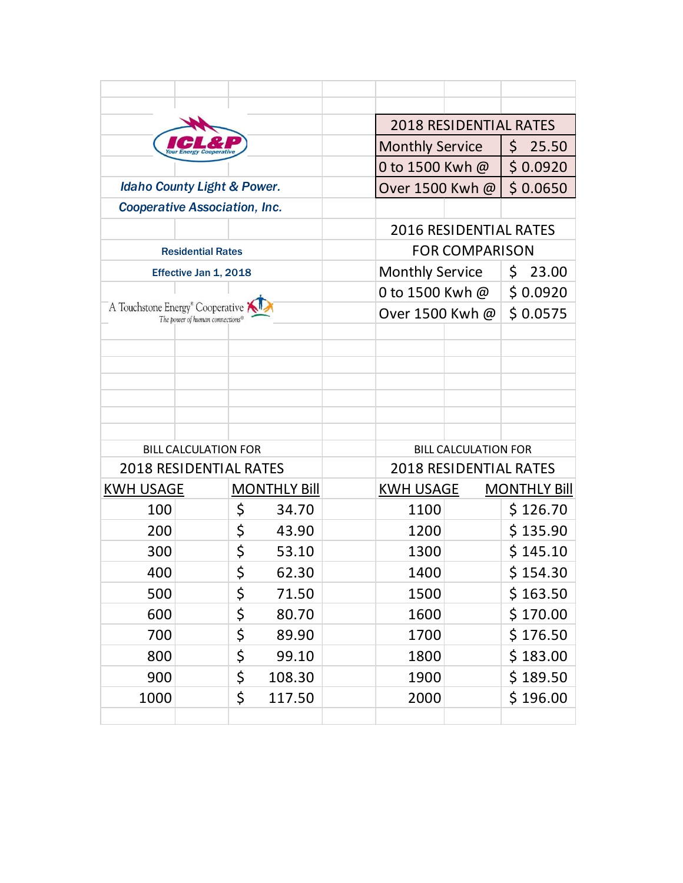ICL&P
Your Energy Cooperative

*Idaho County Light & Power.*
*Cooperative Association, Inc.*

**Residential Rates**

**Effective Jan 1, 2018**

A Touchstone Energy® Cooperative
The power of human connections®

| 2018 RESIDENTIAL RATES | |
|---|---|
| Monthly Service | $ 25.50 |
| 0 to 1500 Kwh @ | $ 0.0920 |
| Over 1500 Kwh @ | $ 0.0650 |

2016 RESIDENTIAL RATES
FOR COMPARISON

| | |
|---|---|
| Monthly Service | $ 23.00 |
| 0 to 1500 Kwh @ | $ 0.0920 |
| Over 1500 Kwh @ | $ 0.0575 |

BILL CALCULATION FOR
2018 RESIDENTIAL RATES

| KWH USAGE | MONTHLY Bill |
|---|---|
| 100 | $ 34.70 |
| 200 | $ 43.90 |
| 300 | $ 53.10 |
| 400 | $ 62.30 |
| 500 | $ 71.50 |
| 600 | $ 80.70 |
| 700 | $ 89.90 |
| 800 | $ 99.10 |
| 900 | $ 108.30 |
| 1000 | $ 117.50 |

BILL CALCULATION FOR
2018 RESIDENTIAL RATES

| KWH USAGE | MONTHLY Bill |
|---|---|
| 1100 | $ 126.70 |
| 1200 | $ 135.90 |
| 1300 | $ 145.10 |
| 1400 | $ 154.30 |
| 1500 | $ 163.50 |
| 1600 | $ 170.00 |
| 1700 | $ 176.50 |
| 1800 | $ 183.00 |
| 1900 | $ 189.50 |
| 2000 | $ 196.00 |